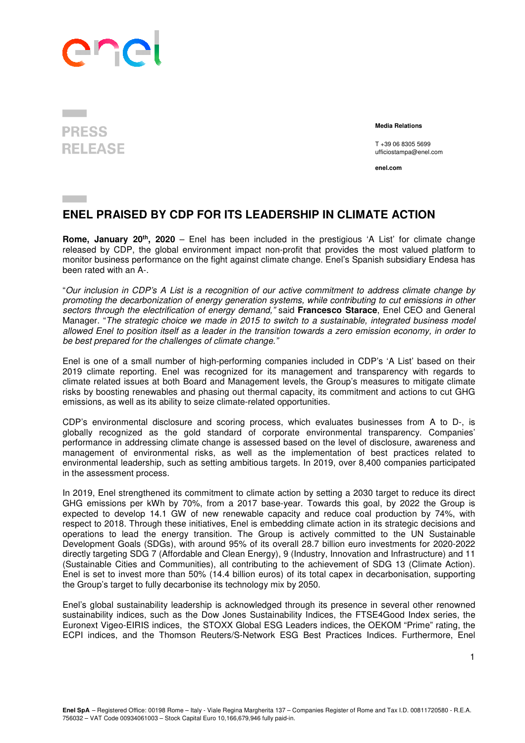PRESS RELEASE

**Media Relations**

T +39 06 8305 5699
ufficiostampa@enel.com

**enel.com**

# ENEL PRAISED BY CDP FOR ITS LEADERSHIP IN CLIMATE ACTION

**Rome, January 20th, 2020** – Enel has been included in the prestigious 'A List' for climate change released by CDP, the global environment impact non-profit that provides the most valued platform to monitor business performance on the fight against climate change. Enel's Spanish subsidiary Endesa has been rated with an A-.

"*Our inclusion in CDP's A List is a recognition of our active commitment to address climate change by promoting the decarbonization of energy generation systems, while contributing to cut emissions in other sectors through the electrification of energy demand,*" said **Francesco Starace**, Enel CEO and General Manager. "*The strategic choice we made in 2015 to switch to a sustainable, integrated business model allowed Enel to position itself as a leader in the transition towards a zero emission economy, in order to be best prepared for the challenges of climate change.*"

Enel is one of a small number of high-performing companies included in CDP's 'A List' based on their 2019 climate reporting. Enel was recognized for its management and transparency with regards to climate related issues at both Board and Management levels, the Group's measures to mitigate climate risks by boosting renewables and phasing out thermal capacity, its commitment and actions to cut GHG emissions, as well as its ability to seize climate-related opportunities.

CDP's environmental disclosure and scoring process, which evaluates businesses from A to D-, is globally recognized as the gold standard of corporate environmental transparency. Companies' performance in addressing climate change is assessed based on the level of disclosure, awareness and management of environmental risks, as well as the implementation of best practices related to environmental leadership, such as setting ambitious targets. In 2019, over 8,400 companies participated in the assessment process.

In 2019, Enel strengthened its commitment to climate action by setting a 2030 target to reduce its direct GHG emissions per kWh by 70%, from a 2017 base-year. Towards this goal, by 2022 the Group is expected to develop 14.1 GW of new renewable capacity and reduce coal production by 74%, with respect to 2018. Through these initiatives, Enel is embedding climate action in its strategic decisions and operations to lead the energy transition. The Group is actively committed to the UN Sustainable Development Goals (SDGs), with around 95% of its overall 28.7 billion euro investments for 2020-2022 directly targeting SDG 7 (Affordable and Clean Energy), 9 (Industry, Innovation and Infrastructure) and 11 (Sustainable Cities and Communities), all contributing to the achievement of SDG 13 (Climate Action). Enel is set to invest more than 50% (14.4 billion euros) of its total capex in decarbonisation, supporting the Group's target to fully decarbonise its technology mix by 2050.

Enel's global sustainability leadership is acknowledged through its presence in several other renowned sustainability indices, such as the Dow Jones Sustainability Indices, the FTSE4Good Index series, the Euronext Vigeo-EIRIS indices, the STOXX Global ESG Leaders indices, the OEKOM "Prime" rating, the ECPI indices, and the Thomson Reuters/S-Network ESG Best Practices Indices. Furthermore, Enel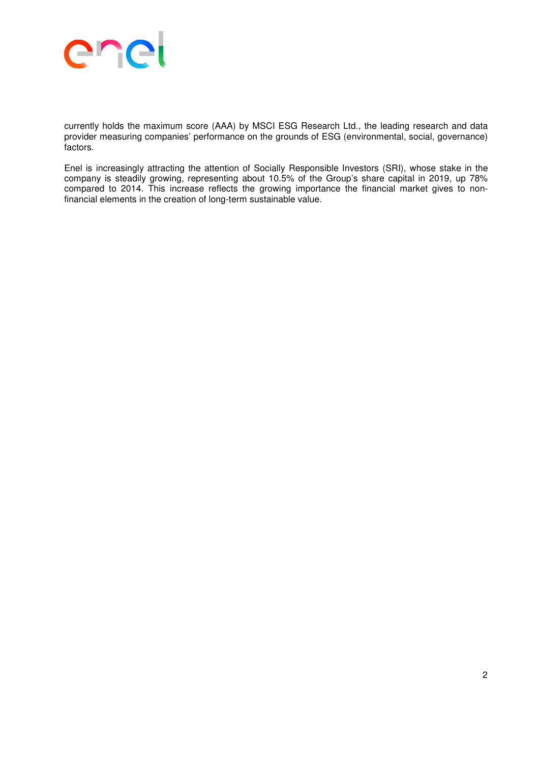currently holds the maximum score (AAA) by MSCI ESG Research Ltd., the leading research and data provider measuring companies' performance on the grounds of ESG (environmental, social, governance) factors.

Enel is increasingly attracting the attention of Socially Responsible Investors (SRI), whose stake in the company is steadily growing, representing about 10.5% of the Group's share capital in 2019, up 78% compared to 2014. This increase reflects the growing importance the financial market gives to non-financial elements in the creation of long-term sustainable value.